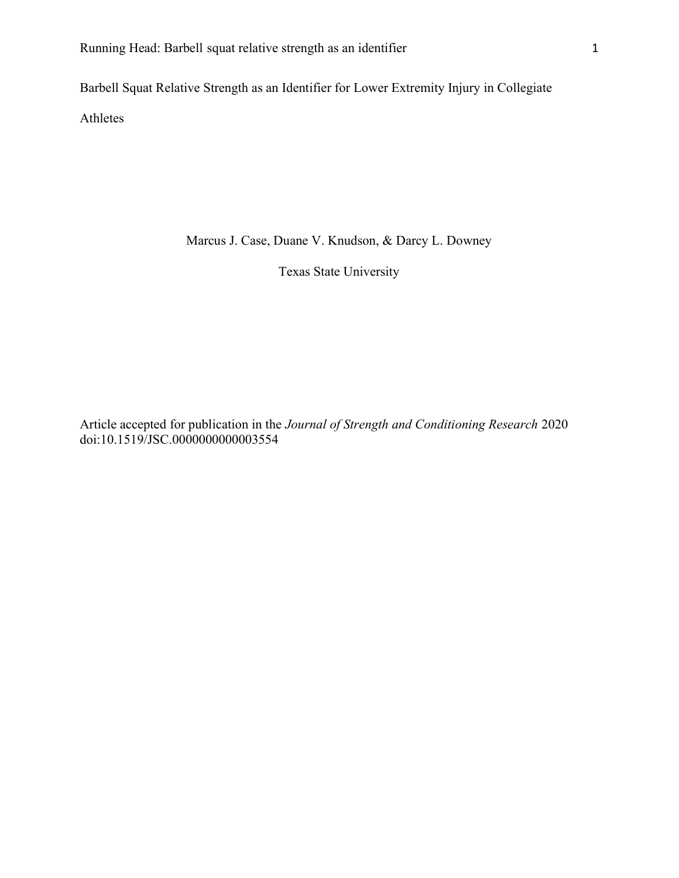# Barbell Squat Relative Strength as an Identifier for Lower Extremity Injury in Collegiate Athletes

Marcus J. Case, Duane V. Knudson, & Darcy L. Downey

Texas State University

Article accepted for publication in the *Journal of Strength and Conditioning Research* 2020
doi:10.1519/JSC.0000000000003554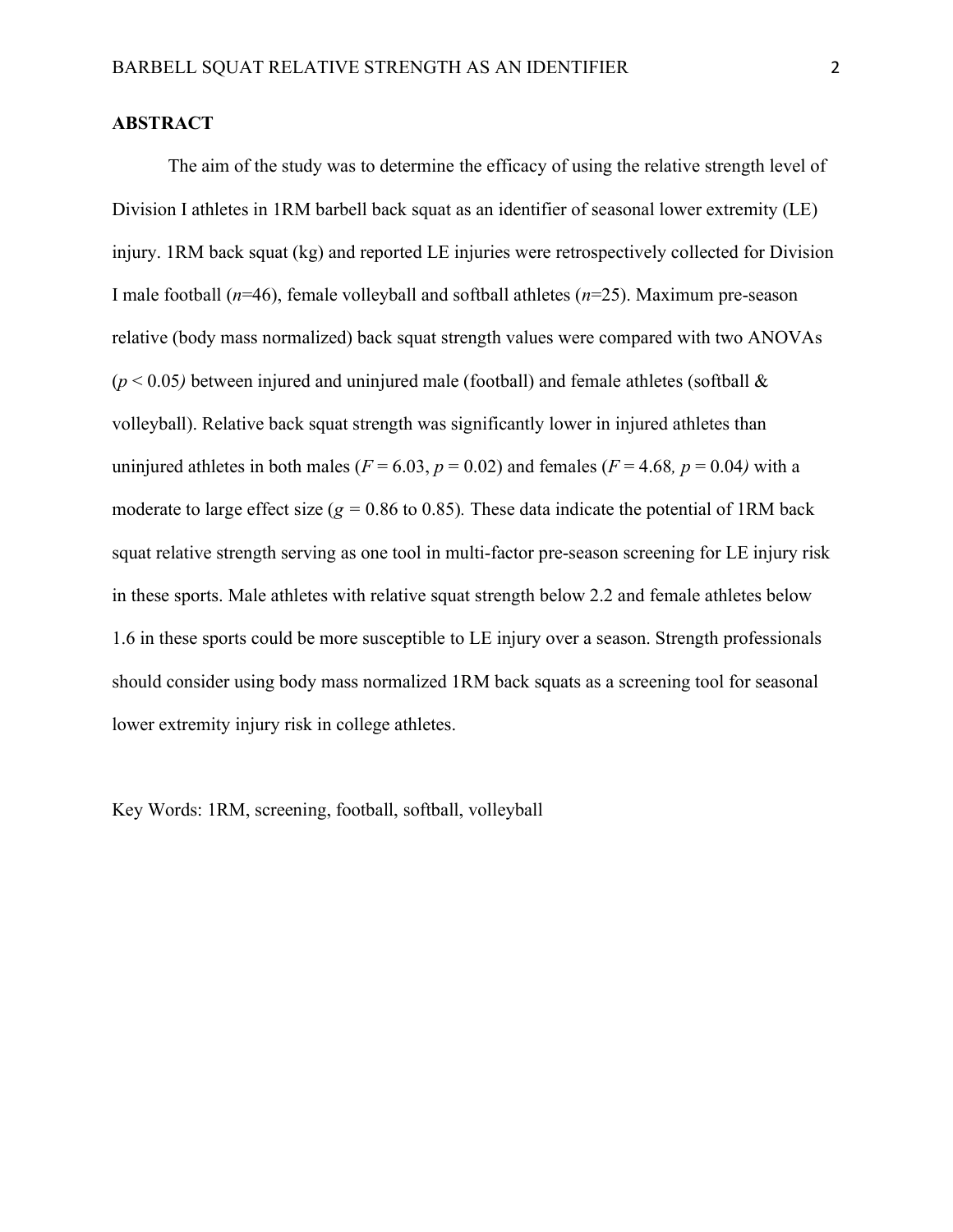## ABSTRACT

The aim of the study was to determine the efficacy of using the relative strength level of Division I athletes in 1RM barbell back squat as an identifier of seasonal lower extremity (LE) injury. 1RM back squat (kg) and reported LE injuries were retrospectively collected for Division I male football ($n$=46), female volleyball and softball athletes ($n$=25). Maximum pre-season relative (body mass normalized) back squat strength values were compared with two ANOVAs ($p < 0.05$) between injured and uninjured male (football) and female athletes (softball & volleyball). Relative back squat strength was significantly lower in injured athletes than uninjured athletes in both males ($F = 6.03$, $p = 0.02$) and females ($F = 4.68$, $p = 0.04$) with a moderate to large effect size ($g = 0.86$ to 0.85). These data indicate the potential of 1RM back squat relative strength serving as one tool in multi-factor pre-season screening for LE injury risk in these sports. Male athletes with relative squat strength below 2.2 and female athletes below 1.6 in these sports could be more susceptible to LE injury over a season. Strength professionals should consider using body mass normalized 1RM back squats as a screening tool for seasonal lower extremity injury risk in college athletes.

Key Words: 1RM, screening, football, softball, volleyball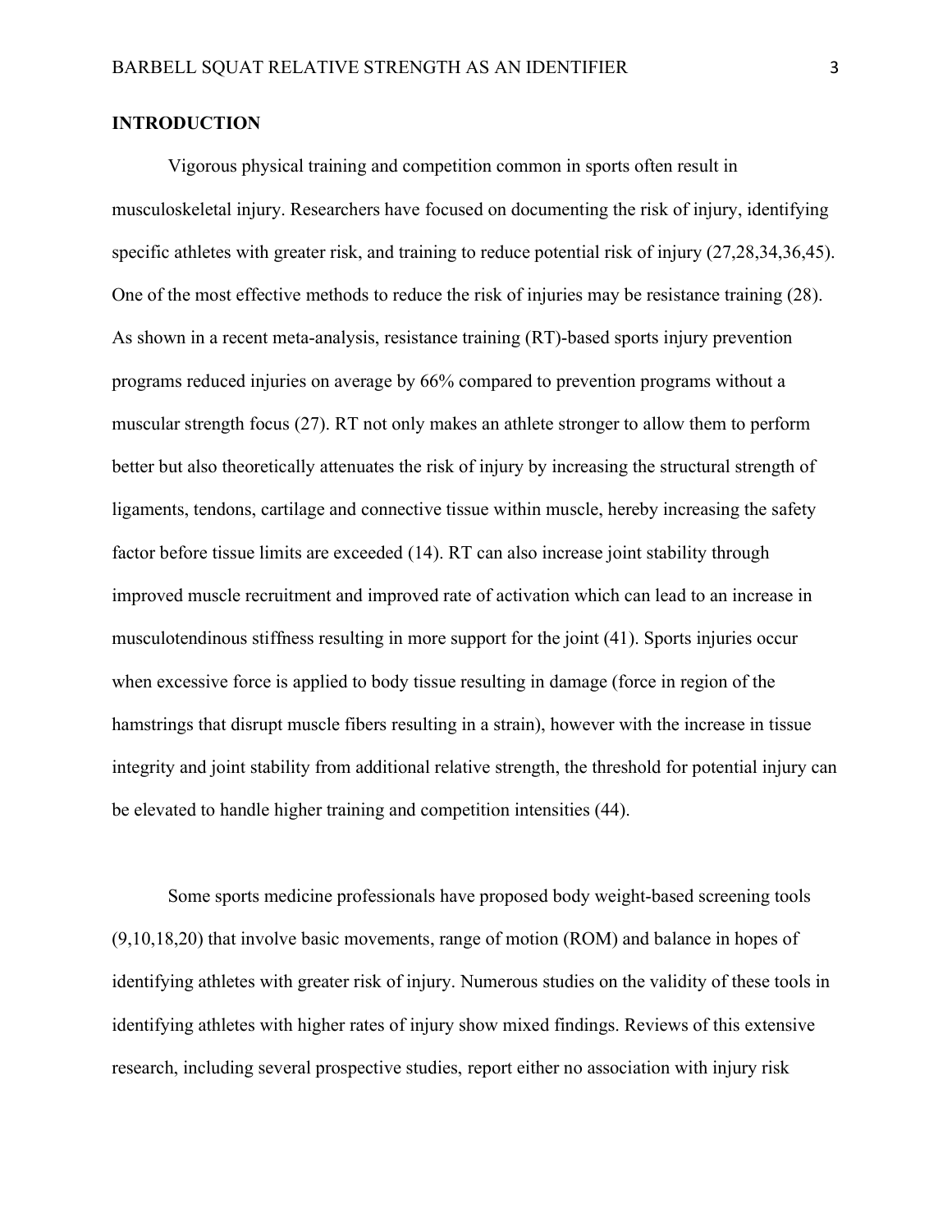## INTRODUCTION

Vigorous physical training and competition common in sports often result in musculoskeletal injury. Researchers have focused on documenting the risk of injury, identifying specific athletes with greater risk, and training to reduce potential risk of injury (27,28,34,36,45). One of the most effective methods to reduce the risk of injuries may be resistance training (28). As shown in a recent meta-analysis, resistance training (RT)-based sports injury prevention programs reduced injuries on average by 66% compared to prevention programs without a muscular strength focus (27). RT not only makes an athlete stronger to allow them to perform better but also theoretically attenuates the risk of injury by increasing the structural strength of ligaments, tendons, cartilage and connective tissue within muscle, hereby increasing the safety factor before tissue limits are exceeded (14). RT can also increase joint stability through improved muscle recruitment and improved rate of activation which can lead to an increase in musculotendinous stiffness resulting in more support for the joint (41). Sports injuries occur when excessive force is applied to body tissue resulting in damage (force in region of the hamstrings that disrupt muscle fibers resulting in a strain), however with the increase in tissue integrity and joint stability from additional relative strength, the threshold for potential injury can be elevated to handle higher training and competition intensities (44).

Some sports medicine professionals have proposed body weight-based screening tools (9,10,18,20) that involve basic movements, range of motion (ROM) and balance in hopes of identifying athletes with greater risk of injury. Numerous studies on the validity of these tools in identifying athletes with higher rates of injury show mixed findings. Reviews of this extensive research, including several prospective studies, report either no association with injury risk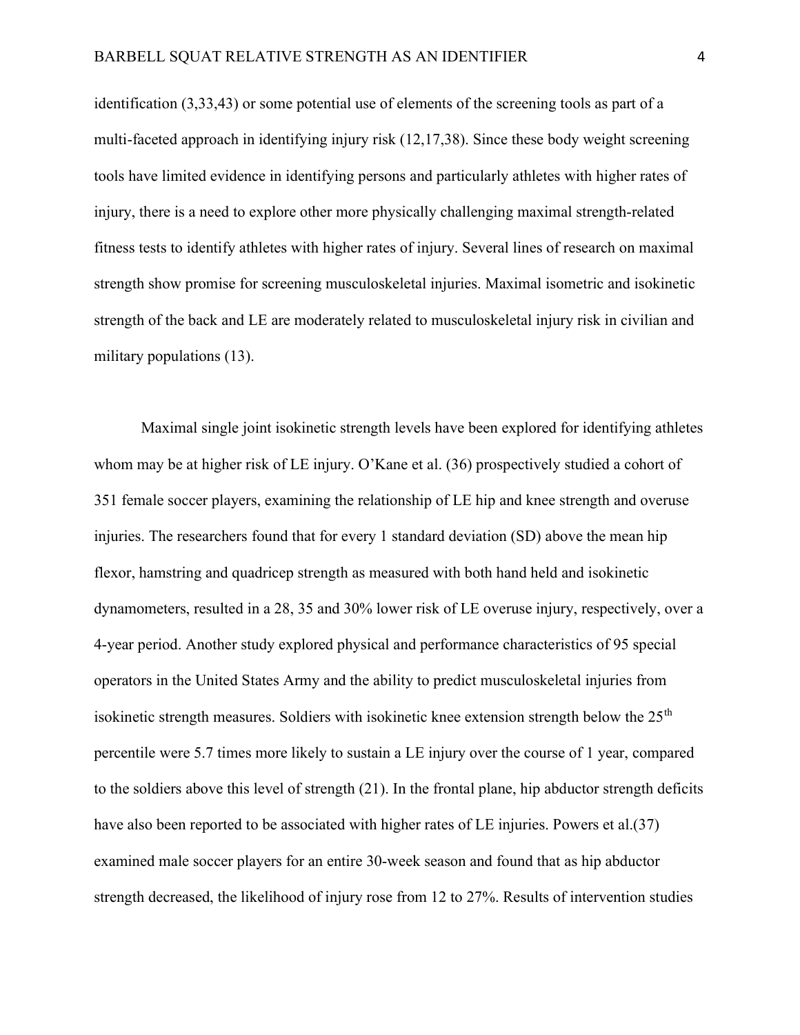identification (3,33,43) or some potential use of elements of the screening tools as part of a multi-faceted approach in identifying injury risk (12,17,38). Since these body weight screening tools have limited evidence in identifying persons and particularly athletes with higher rates of injury, there is a need to explore other more physically challenging maximal strength-related fitness tests to identify athletes with higher rates of injury. Several lines of research on maximal strength show promise for screening musculoskeletal injuries. Maximal isometric and isokinetic strength of the back and LE are moderately related to musculoskeletal injury risk in civilian and military populations (13).

Maximal single joint isokinetic strength levels have been explored for identifying athletes whom may be at higher risk of LE injury. O'Kane et al. (36) prospectively studied a cohort of 351 female soccer players, examining the relationship of LE hip and knee strength and overuse injuries. The researchers found that for every 1 standard deviation (SD) above the mean hip flexor, hamstring and quadricep strength as measured with both hand held and isokinetic dynamometers, resulted in a 28, 35 and 30% lower risk of LE overuse injury, respectively, over a 4-year period. Another study explored physical and performance characteristics of 95 special operators in the United States Army and the ability to predict musculoskeletal injuries from isokinetic strength measures. Soldiers with isokinetic knee extension strength below the $25^{th}$ percentile were 5.7 times more likely to sustain a LE injury over the course of 1 year, compared to the soldiers above this level of strength (21). In the frontal plane, hip abductor strength deficits have also been reported to be associated with higher rates of LE injuries. Powers et al.(37) examined male soccer players for an entire 30-week season and found that as hip abductor strength decreased, the likelihood of injury rose from 12 to 27%. Results of intervention studies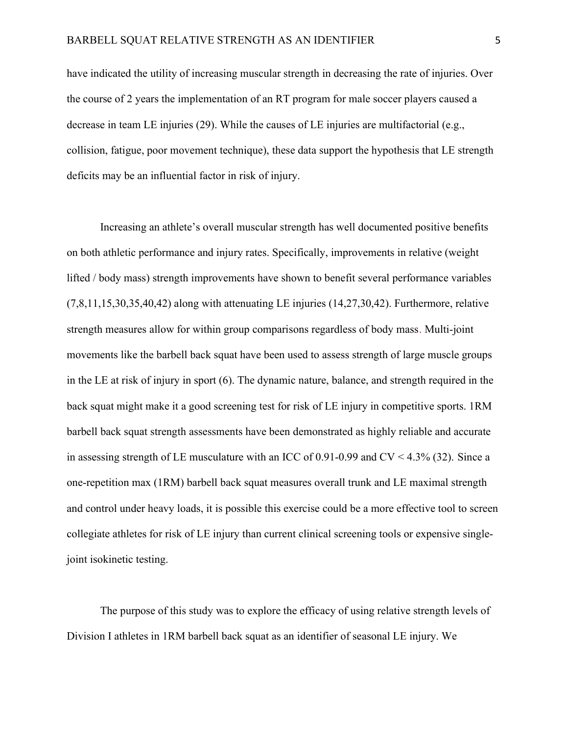have indicated the utility of increasing muscular strength in decreasing the rate of injuries. Over the course of 2 years the implementation of an RT program for male soccer players caused a decrease in team LE injuries (29). While the causes of LE injuries are multifactorial (e.g., collision, fatigue, poor movement technique), these data support the hypothesis that LE strength deficits may be an influential factor in risk of injury.

Increasing an athlete's overall muscular strength has well documented positive benefits on both athletic performance and injury rates. Specifically, improvements in relative (weight lifted / body mass) strength improvements have shown to benefit several performance variables (7,8,11,15,30,35,40,42) along with attenuating LE injuries (14,27,30,42). Furthermore, relative strength measures allow for within group comparisons regardless of body mass. Multi-joint movements like the barbell back squat have been used to assess strength of large muscle groups in the LE at risk of injury in sport (6). The dynamic nature, balance, and strength required in the back squat might make it a good screening test for risk of LE injury in competitive sports. 1RM barbell back squat strength assessments have been demonstrated as highly reliable and accurate in assessing strength of LE musculature with an ICC of 0.91-0.99 and CV < 4.3% (32). Since a one-repetition max (1RM) barbell back squat measures overall trunk and LE maximal strength and control under heavy loads, it is possible this exercise could be a more effective tool to screen collegiate athletes for risk of LE injury than current clinical screening tools or expensive single-joint isokinetic testing.

The purpose of this study was to explore the efficacy of using relative strength levels of Division I athletes in 1RM barbell back squat as an identifier of seasonal LE injury. We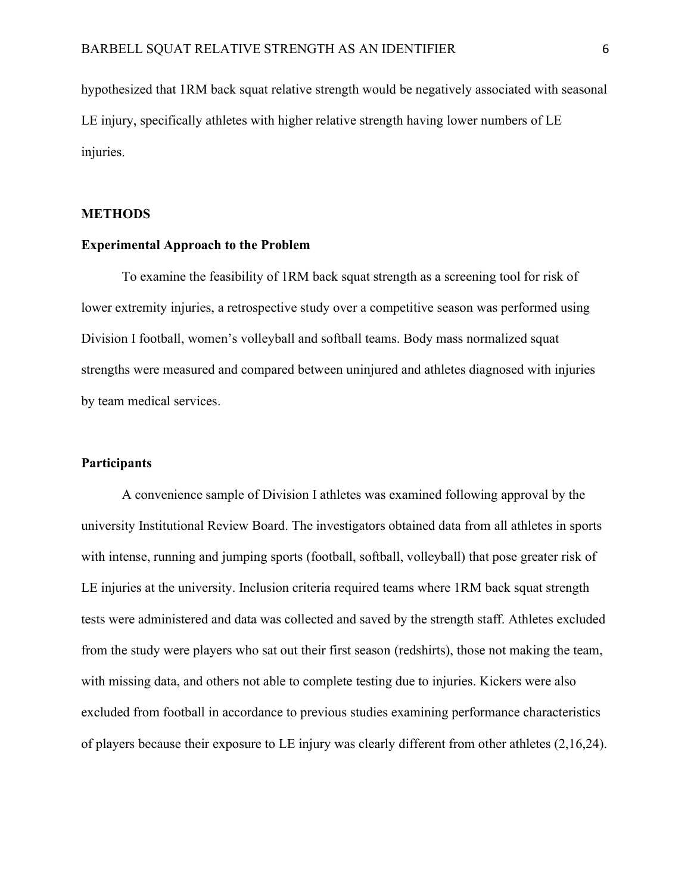hypothesized that 1RM back squat relative strength would be negatively associated with seasonal LE injury, specifically athletes with higher relative strength having lower numbers of LE injuries.

## METHODS

### Experimental Approach to the Problem

To examine the feasibility of 1RM back squat strength as a screening tool for risk of lower extremity injuries, a retrospective study over a competitive season was performed using Division I football, women's volleyball and softball teams. Body mass normalized squat strengths were measured and compared between uninjured and athletes diagnosed with injuries by team medical services.

### Participants

A convenience sample of Division I athletes was examined following approval by the university Institutional Review Board. The investigators obtained data from all athletes in sports with intense, running and jumping sports (football, softball, volleyball) that pose greater risk of LE injuries at the university. Inclusion criteria required teams where 1RM back squat strength tests were administered and data was collected and saved by the strength staff. Athletes excluded from the study were players who sat out their first season (redshirts), those not making the team, with missing data, and others not able to complete testing due to injuries. Kickers were also excluded from football in accordance to previous studies examining performance characteristics of players because their exposure to LE injury was clearly different from other athletes (2,16,24).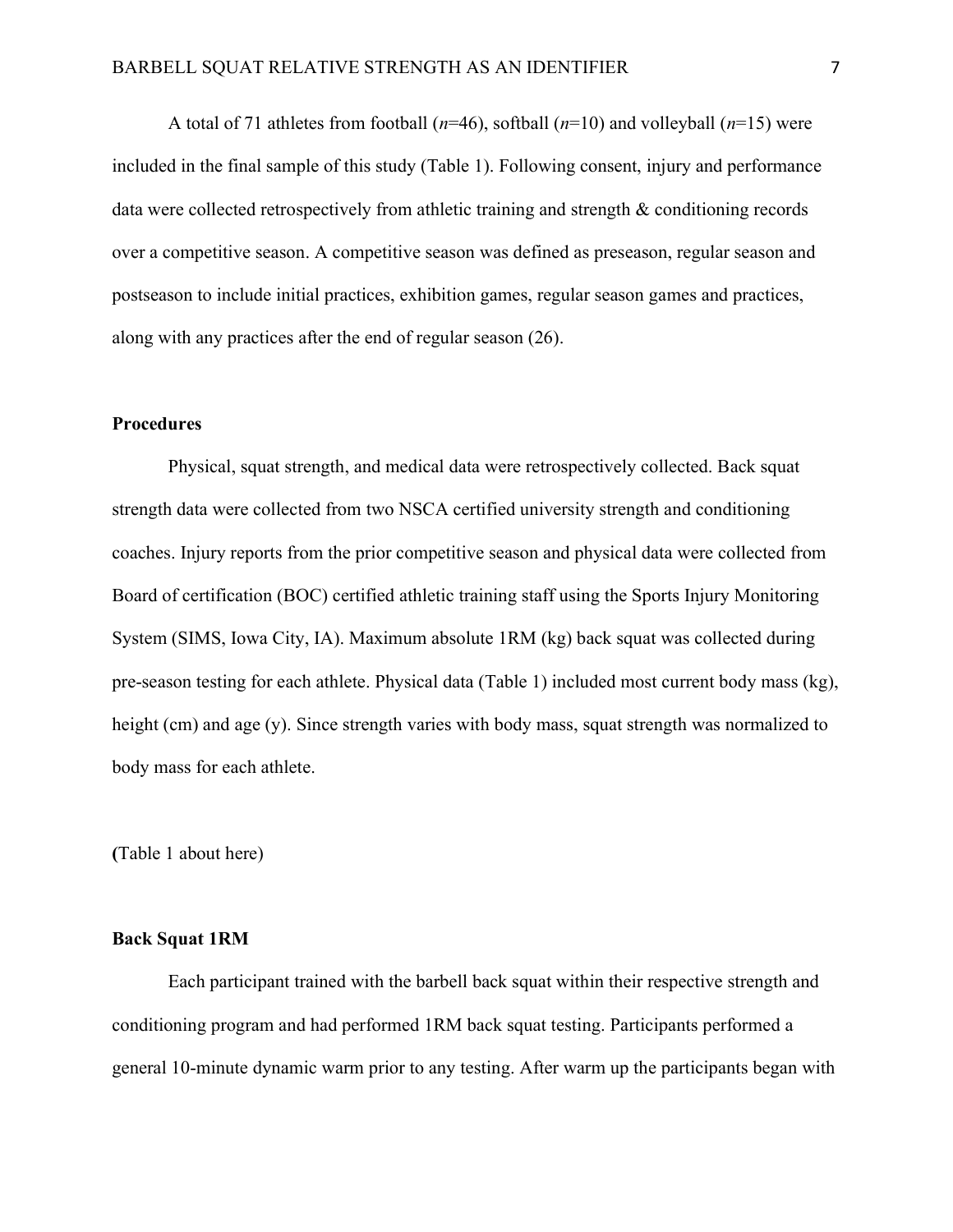A total of 71 athletes from football (*n*=46), softball (*n*=10) and volleyball (*n*=15) were included in the final sample of this study (Table 1). Following consent, injury and performance data were collected retrospectively from athletic training and strength & conditioning records over a competitive season. A competitive season was defined as preseason, regular season and postseason to include initial practices, exhibition games, regular season games and practices, along with any practices after the end of regular season (26).

**Procedures**

Physical, squat strength, and medical data were retrospectively collected. Back squat strength data were collected from two NSCA certified university strength and conditioning coaches. Injury reports from the prior competitive season and physical data were collected from Board of certification (BOC) certified athletic training staff using the Sports Injury Monitoring System (SIMS, Iowa City, IA). Maximum absolute 1RM (kg) back squat was collected during pre-season testing for each athlete. Physical data (Table 1) included most current body mass (kg), height (cm) and age (y). Since strength varies with body mass, squat strength was normalized to body mass for each athlete.

**(**Table 1 about here)

**Back Squat 1RM**

Each participant trained with the barbell back squat within their respective strength and conditioning program and had performed 1RM back squat testing. Participants performed a general 10-minute dynamic warm prior to any testing. After warm up the participants began with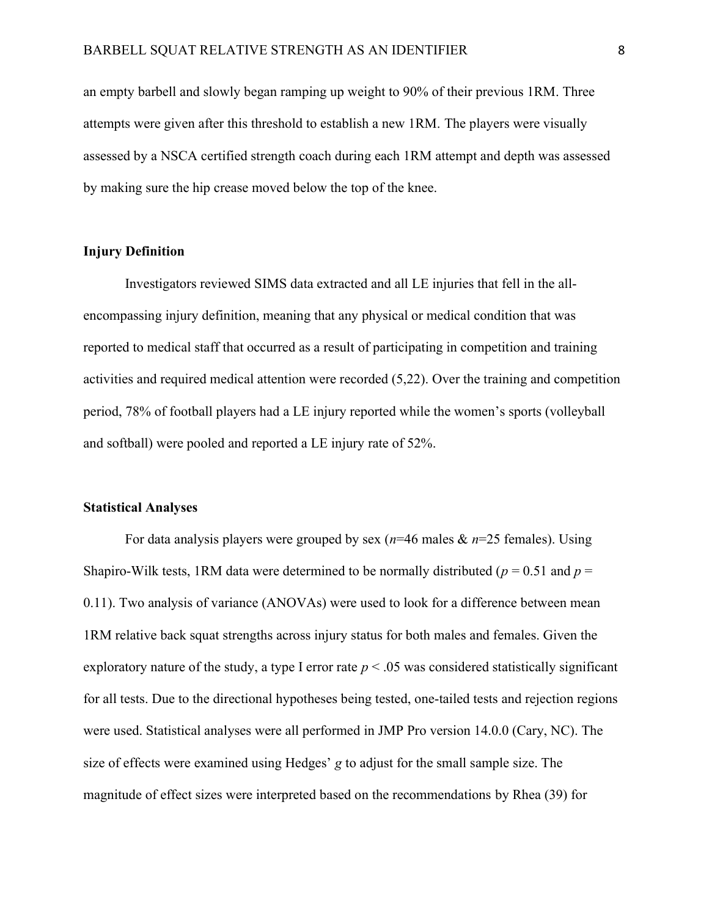an empty barbell and slowly began ramping up weight to 90% of their previous 1RM. Three attempts were given after this threshold to establish a new 1RM. The players were visually assessed by a NSCA certified strength coach during each 1RM attempt and depth was assessed by making sure the hip crease moved below the top of the knee.

**Injury Definition**

Investigators reviewed SIMS data extracted and all LE injuries that fell in the all-encompassing injury definition, meaning that any physical or medical condition that was reported to medical staff that occurred as a result of participating in competition and training activities and required medical attention were recorded (5,22). Over the training and competition period, 78% of football players had a LE injury reported while the women's sports (volleyball and softball) were pooled and reported a LE injury rate of 52%.

**Statistical Analyses**

For data analysis players were grouped by sex ($n$=46 males & $n$=25 females). Using Shapiro-Wilk tests, 1RM data were determined to be normally distributed ($p = 0.51$ and $p = 0.11$). Two analysis of variance (ANOVAs) were used to look for a difference between mean 1RM relative back squat strengths across injury status for both males and females. Given the exploratory nature of the study, a type I error rate $p < .05$ was considered statistically significant for all tests. Due to the directional hypotheses being tested, one-tailed tests and rejection regions were used. Statistical analyses were all performed in JMP Pro version 14.0.0 (Cary, NC). The size of effects were examined using Hedges' $g$ to adjust for the small sample size. The magnitude of effect sizes were interpreted based on the recommendations by Rhea (39) for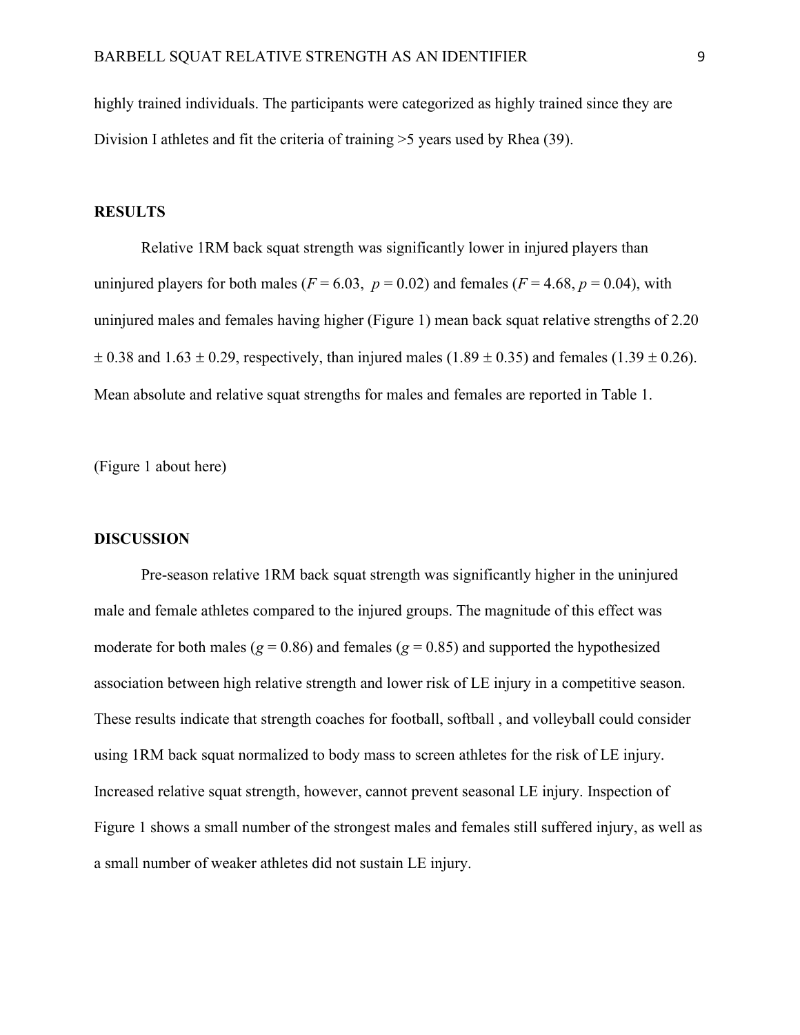highly trained individuals. The participants were categorized as highly trained since they are Division I athletes and fit the criteria of training >5 years used by Rhea (39).

## RESULTS

Relative 1RM back squat strength was significantly lower in injured players than uninjured players for both males ($F = 6.03$, $p = 0.02$) and females ($F = 4.68$, $p = 0.04$), with uninjured males and females having higher (Figure 1) mean back squat relative strengths of 2.20 $\pm$ 0.38 and 1.63 $\pm$ 0.29, respectively, than injured males (1.89 $\pm$ 0.35) and females (1.39 $\pm$ 0.26). Mean absolute and relative squat strengths for males and females are reported in Table 1.

(Figure 1 about here)

## DISCUSSION

Pre-season relative 1RM back squat strength was significantly higher in the uninjured male and female athletes compared to the injured groups. The magnitude of this effect was moderate for both males ($g = 0.86$) and females ($g = 0.85$) and supported the hypothesized association between high relative strength and lower risk of LE injury in a competitive season. These results indicate that strength coaches for football, softball , and volleyball could consider using 1RM back squat normalized to body mass to screen athletes for the risk of LE injury. Increased relative squat strength, however, cannot prevent seasonal LE injury. Inspection of Figure 1 shows a small number of the strongest males and females still suffered injury, as well as a small number of weaker athletes did not sustain LE injury.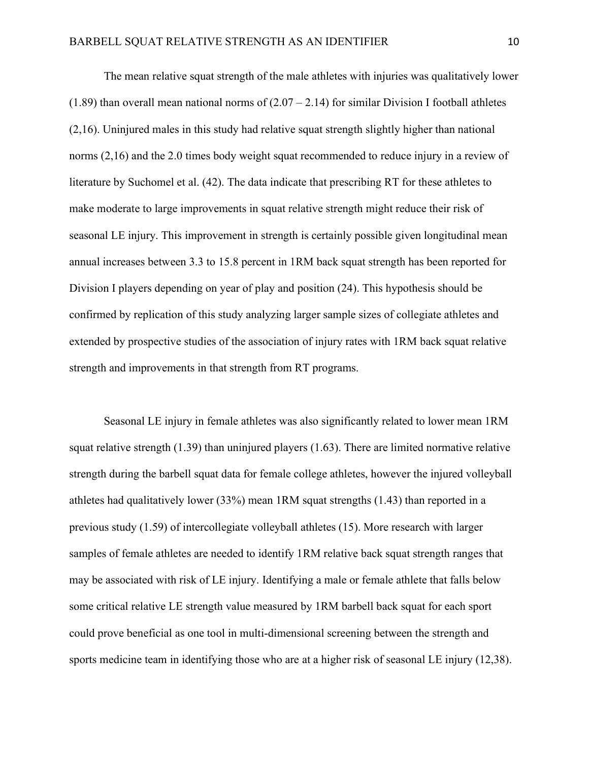The mean relative squat strength of the male athletes with injuries was qualitatively lower (1.89) than overall mean national norms of (2.07 – 2.14) for similar Division I football athletes (2,16). Uninjured males in this study had relative squat strength slightly higher than national norms (2,16) and the 2.0 times body weight squat recommended to reduce injury in a review of literature by Suchomel et al. (42). The data indicate that prescribing RT for these athletes to make moderate to large improvements in squat relative strength might reduce their risk of seasonal LE injury. This improvement in strength is certainly possible given longitudinal mean annual increases between 3.3 to 15.8 percent in 1RM back squat strength has been reported for Division I players depending on year of play and position (24). This hypothesis should be confirmed by replication of this study analyzing larger sample sizes of collegiate athletes and extended by prospective studies of the association of injury rates with 1RM back squat relative strength and improvements in that strength from RT programs.

Seasonal LE injury in female athletes was also significantly related to lower mean 1RM squat relative strength (1.39) than uninjured players (1.63). There are limited normative relative strength during the barbell squat data for female college athletes, however the injured volleyball athletes had qualitatively lower (33%) mean 1RM squat strengths (1.43) than reported in a previous study (1.59) of intercollegiate volleyball athletes (15). More research with larger samples of female athletes are needed to identify 1RM relative back squat strength ranges that may be associated with risk of LE injury. Identifying a male or female athlete that falls below some critical relative LE strength value measured by 1RM barbell back squat for each sport could prove beneficial as one tool in multi-dimensional screening between the strength and sports medicine team in identifying those who are at a higher risk of seasonal LE injury (12,38).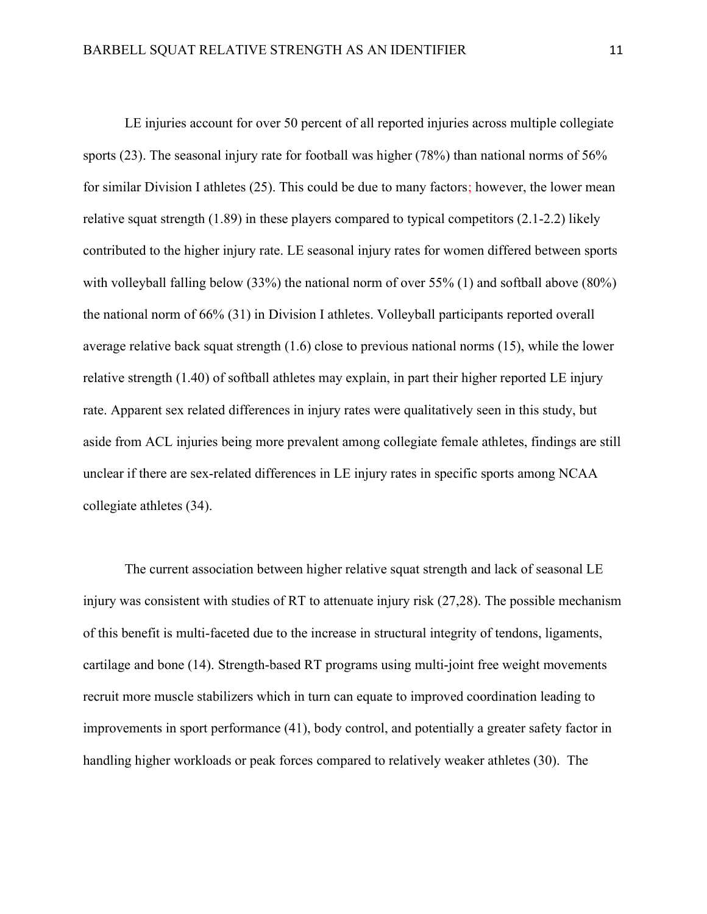LE injuries account for over 50 percent of all reported injuries across multiple collegiate sports (23). The seasonal injury rate for football was higher (78%) than national norms of 56% for similar Division I athletes (25). This could be due to many factors; however, the lower mean relative squat strength (1.89) in these players compared to typical competitors (2.1-2.2) likely contributed to the higher injury rate. LE seasonal injury rates for women differed between sports with volleyball falling below (33%) the national norm of over 55% (1) and softball above (80%) the national norm of 66% (31) in Division I athletes. Volleyball participants reported overall average relative back squat strength (1.6) close to previous national norms (15), while the lower relative strength (1.40) of softball athletes may explain, in part their higher reported LE injury rate. Apparent sex related differences in injury rates were qualitatively seen in this study, but aside from ACL injuries being more prevalent among collegiate female athletes, findings are still unclear if there are sex-related differences in LE injury rates in specific sports among NCAA collegiate athletes (34).

The current association between higher relative squat strength and lack of seasonal LE injury was consistent with studies of RT to attenuate injury risk (27,28). The possible mechanism of this benefit is multi-faceted due to the increase in structural integrity of tendons, ligaments, cartilage and bone (14). Strength-based RT programs using multi-joint free weight movements recruit more muscle stabilizers which in turn can equate to improved coordination leading to improvements in sport performance (41), body control, and potentially a greater safety factor in handling higher workloads or peak forces compared to relatively weaker athletes (30). The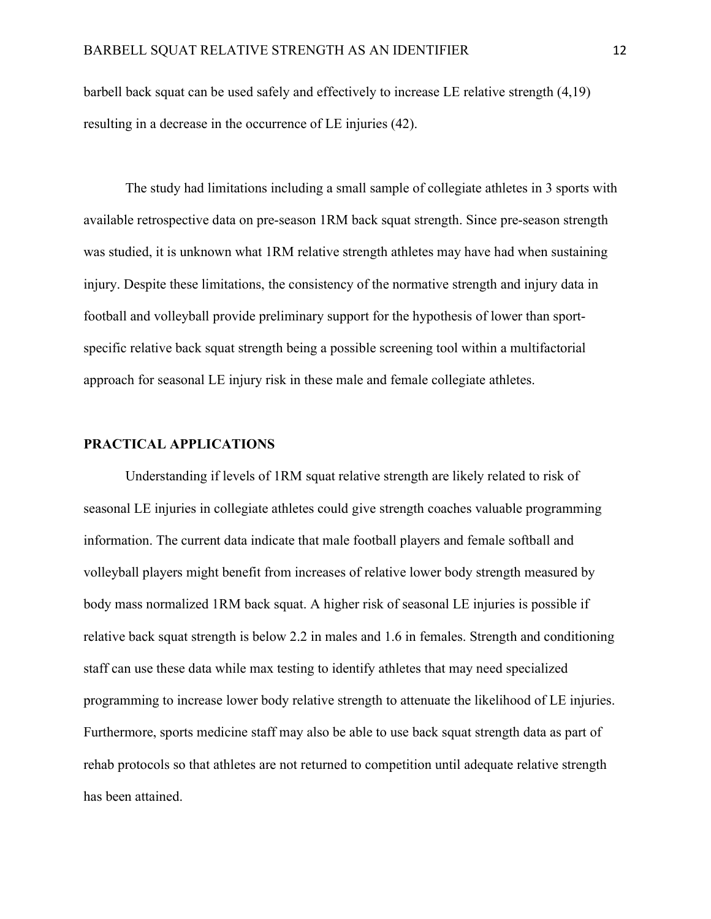barbell back squat can be used safely and effectively to increase LE relative strength (4,19) resulting in a decrease in the occurrence of LE injuries (42).

The study had limitations including a small sample of collegiate athletes in 3 sports with available retrospective data on pre-season 1RM back squat strength. Since pre-season strength was studied, it is unknown what 1RM relative strength athletes may have had when sustaining injury. Despite these limitations, the consistency of the normative strength and injury data in football and volleyball provide preliminary support for the hypothesis of lower than sport-specific relative back squat strength being a possible screening tool within a multifactorial approach for seasonal LE injury risk in these male and female collegiate athletes.

## PRACTICAL APPLICATIONS

Understanding if levels of 1RM squat relative strength are likely related to risk of seasonal LE injuries in collegiate athletes could give strength coaches valuable programming information. The current data indicate that male football players and female softball and volleyball players might benefit from increases of relative lower body strength measured by body mass normalized 1RM back squat. A higher risk of seasonal LE injuries is possible if relative back squat strength is below 2.2 in males and 1.6 in females. Strength and conditioning staff can use these data while max testing to identify athletes that may need specialized programming to increase lower body relative strength to attenuate the likelihood of LE injuries. Furthermore, sports medicine staff may also be able to use back squat strength data as part of rehab protocols so that athletes are not returned to competition until adequate relative strength has been attained.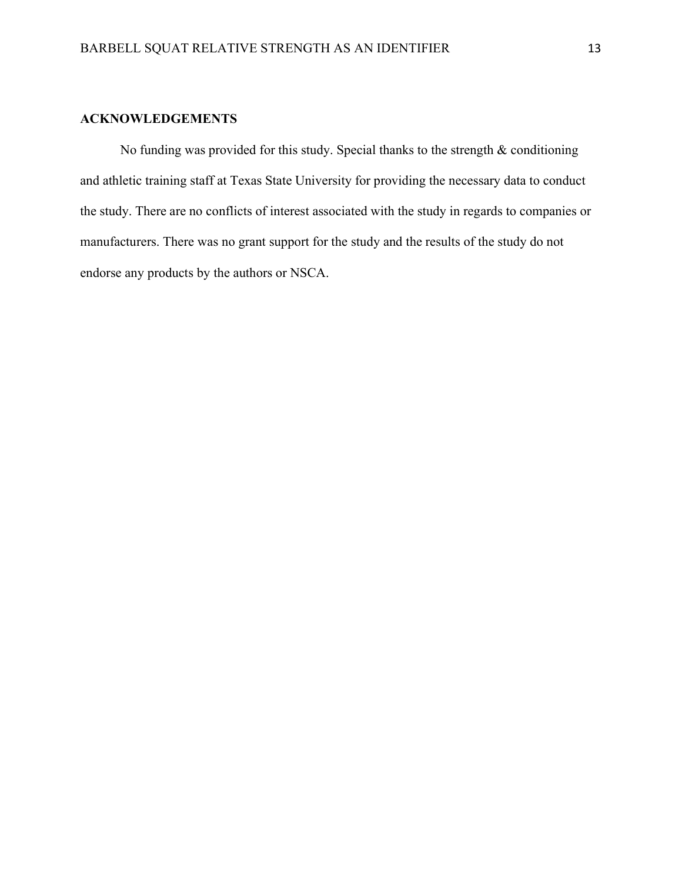## ACKNOWLEDGEMENTS

No funding was provided for this study. Special thanks to the strength & conditioning and athletic training staff at Texas State University for providing the necessary data to conduct the study. There are no conflicts of interest associated with the study in regards to companies or manufacturers. There was no grant support for the study and the results of the study do not endorse any products by the authors or NSCA.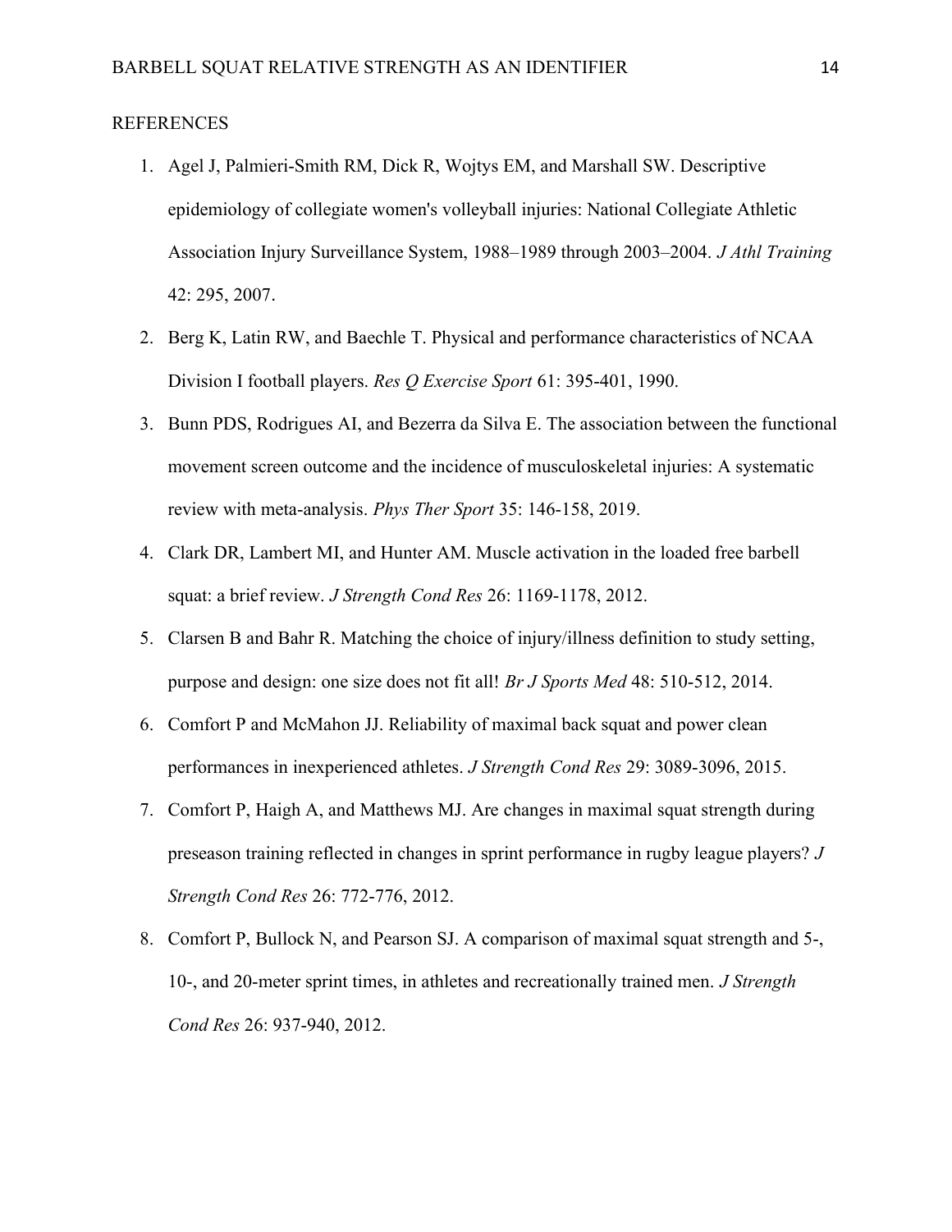REFERENCES

1. Agel J, Palmieri-Smith RM, Dick R, Wojtys EM, and Marshall SW. Descriptive epidemiology of collegiate women's volleyball injuries: National Collegiate Athletic Association Injury Surveillance System, 1988–1989 through 2003–2004. *J Athl Training* 42: 295, 2007.
2. Berg K, Latin RW, and Baechle T. Physical and performance characteristics of NCAA Division I football players. *Res Q Exercise Sport* 61: 395-401, 1990.
3. Bunn PDS, Rodrigues AI, and Bezerra da Silva E. The association between the functional movement screen outcome and the incidence of musculoskeletal injuries: A systematic review with meta-analysis. *Phys Ther Sport* 35: 146-158, 2019.
4. Clark DR, Lambert MI, and Hunter AM. Muscle activation in the loaded free barbell squat: a brief review. *J Strength Cond Res* 26: 1169-1178, 2012.
5. Clarsen B and Bahr R. Matching the choice of injury/illness definition to study setting, purpose and design: one size does not fit all! *Br J Sports Med* 48: 510-512, 2014.
6. Comfort P and McMahon JJ. Reliability of maximal back squat and power clean performances in inexperienced athletes. *J Strength Cond Res* 29: 3089-3096, 2015.
7. Comfort P, Haigh A, and Matthews MJ. Are changes in maximal squat strength during preseason training reflected in changes in sprint performance in rugby league players? *J Strength Cond Res* 26: 772-776, 2012.
8. Comfort P, Bullock N, and Pearson SJ. A comparison of maximal squat strength and 5-, 10-, and 20-meter sprint times, in athletes and recreationally trained men. *J Strength Cond Res* 26: 937-940, 2012.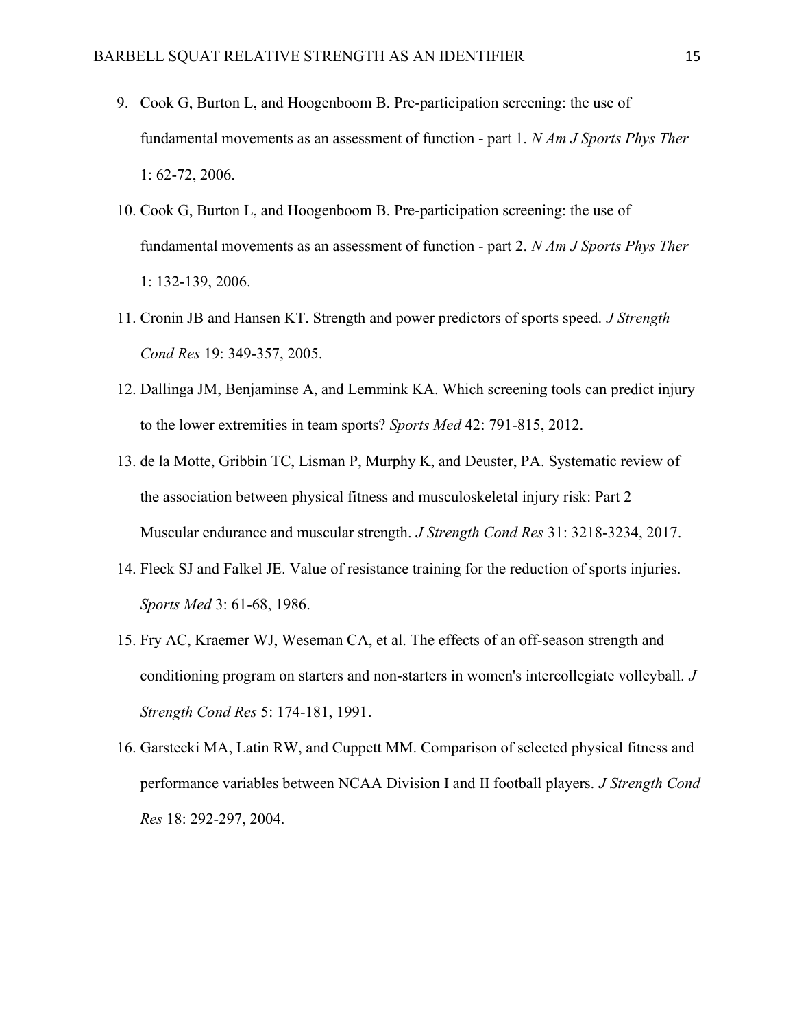9. Cook G, Burton L, and Hoogenboom B. Pre-participation screening: the use of fundamental movements as an assessment of function - part 1. *N Am J Sports Phys Ther* 1: 62-72, 2006.
10. Cook G, Burton L, and Hoogenboom B. Pre-participation screening: the use of fundamental movements as an assessment of function - part 2. *N Am J Sports Phys Ther* 1: 132-139, 2006.
11. Cronin JB and Hansen KT. Strength and power predictors of sports speed. *J Strength Cond Res* 19: 349-357, 2005.
12. Dallinga JM, Benjaminse A, and Lemmink KA. Which screening tools can predict injury to the lower extremities in team sports? *Sports Med* 42: 791-815, 2012.
13. de la Motte, Gribbin TC, Lisman P, Murphy K, and Deuster, PA. Systematic review of the association between physical fitness and musculoskeletal injury risk: Part 2 – Muscular endurance and muscular strength. *J Strength Cond Res* 31: 3218-3234, 2017.
14. Fleck SJ and Falkel JE. Value of resistance training for the reduction of sports injuries. *Sports Med* 3: 61-68, 1986.
15. Fry AC, Kraemer WJ, Weseman CA, et al. The effects of an off-season strength and conditioning program on starters and non-starters in women's intercollegiate volleyball. *J Strength Cond Res* 5: 174-181, 1991.
16. Garstecki MA, Latin RW, and Cuppett MM. Comparison of selected physical fitness and performance variables between NCAA Division I and II football players. *J Strength Cond Res* 18: 292-297, 2004.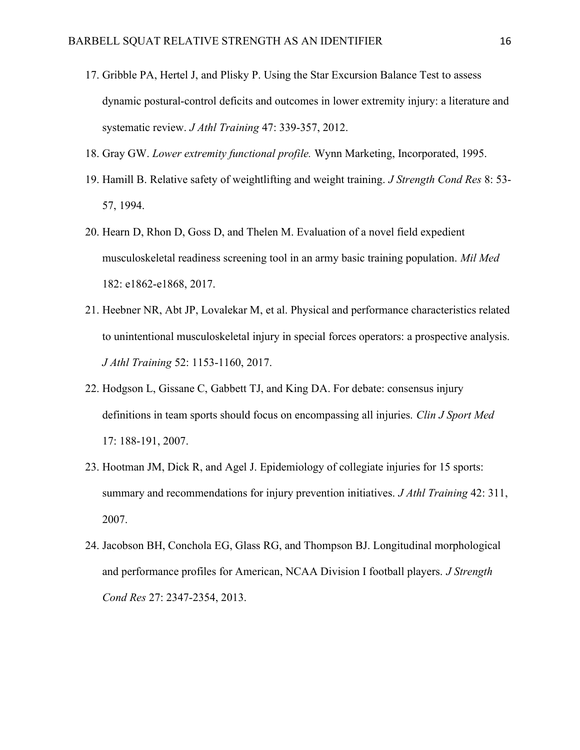17. Gribble PA, Hertel J, and Plisky P. Using the Star Excursion Balance Test to assess dynamic postural-control deficits and outcomes in lower extremity injury: a literature and systematic review. *J Athl Training* 47: 339-357, 2012.
18. Gray GW. *Lower extremity functional profile.* Wynn Marketing, Incorporated, 1995.
19. Hamill B. Relative safety of weightlifting and weight training. *J Strength Cond Res* 8: 53-57, 1994.
20. Hearn D, Rhon D, Goss D, and Thelen M. Evaluation of a novel field expedient musculoskeletal readiness screening tool in an army basic training population. *Mil Med* 182: e1862-e1868, 2017.
21. Heebner NR, Abt JP, Lovalekar M, et al. Physical and performance characteristics related to unintentional musculoskeletal injury in special forces operators: a prospective analysis. *J Athl Training* 52: 1153-1160, 2017.
22. Hodgson L, Gissane C, Gabbett TJ, and King DA. For debate: consensus injury definitions in team sports should focus on encompassing all injuries. *Clin J Sport Med* 17: 188-191, 2007.
23. Hootman JM, Dick R, and Agel J. Epidemiology of collegiate injuries for 15 sports: summary and recommendations for injury prevention initiatives. *J Athl Training* 42: 311, 2007.
24. Jacobson BH, Conchola EG, Glass RG, and Thompson BJ. Longitudinal morphological and performance profiles for American, NCAA Division I football players. *J Strength Cond Res* 27: 2347-2354, 2013.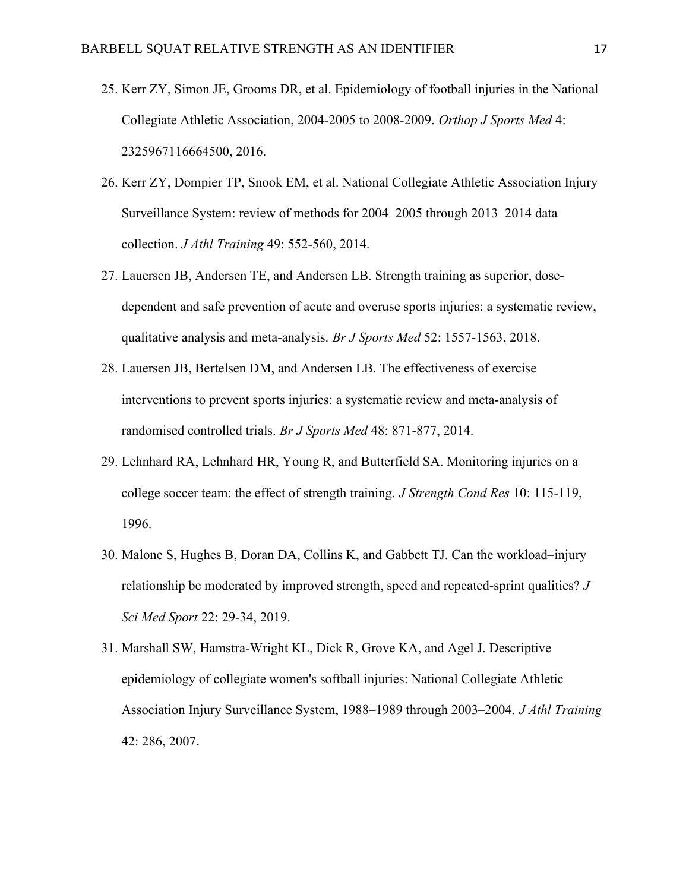25. Kerr ZY, Simon JE, Grooms DR, et al. Epidemiology of football injuries in the National Collegiate Athletic Association, 2004-2005 to 2008-2009. *Orthop J Sports Med* 4: 2325967116664500, 2016.
26. Kerr ZY, Dompier TP, Snook EM, et al. National Collegiate Athletic Association Injury Surveillance System: review of methods for 2004–2005 through 2013–2014 data collection. *J Athl Training* 49: 552-560, 2014.
27. Lauersen JB, Andersen TE, and Andersen LB. Strength training as superior, dose-dependent and safe prevention of acute and overuse sports injuries: a systematic review, qualitative analysis and meta-analysis. *Br J Sports Med* 52: 1557-1563, 2018.
28. Lauersen JB, Bertelsen DM, and Andersen LB. The effectiveness of exercise interventions to prevent sports injuries: a systematic review and meta-analysis of randomised controlled trials. *Br J Sports Med* 48: 871-877, 2014.
29. Lehnhard RA, Lehnhard HR, Young R, and Butterfield SA. Monitoring injuries on a college soccer team: the effect of strength training. *J Strength Cond Res* 10: 115-119, 1996.
30. Malone S, Hughes B, Doran DA, Collins K, and Gabbett TJ. Can the workload–injury relationship be moderated by improved strength, speed and repeated-sprint qualities? *J Sci Med Sport* 22: 29-34, 2019.
31. Marshall SW, Hamstra-Wright KL, Dick R, Grove KA, and Agel J. Descriptive epidemiology of collegiate women's softball injuries: National Collegiate Athletic Association Injury Surveillance System, 1988–1989 through 2003–2004. *J Athl Training* 42: 286, 2007.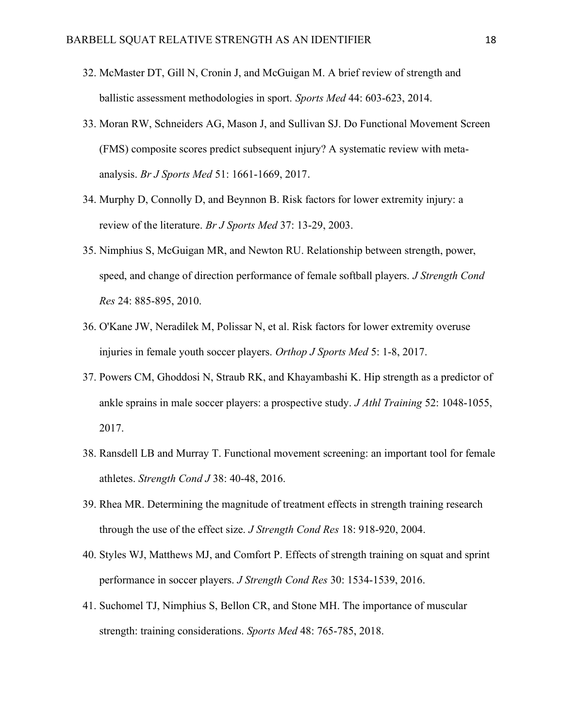32. McMaster DT, Gill N, Cronin J, and McGuigan M. A brief review of strength and ballistic assessment methodologies in sport. *Sports Med* 44: 603-623, 2014.
33. Moran RW, Schneiders AG, Mason J, and Sullivan SJ. Do Functional Movement Screen (FMS) composite scores predict subsequent injury? A systematic review with meta-analysis. *Br J Sports Med* 51: 1661-1669, 2017.
34. Murphy D, Connolly D, and Beynnon B. Risk factors for lower extremity injury: a review of the literature. *Br J Sports Med* 37: 13-29, 2003.
35. Nimphius S, McGuigan MR, and Newton RU. Relationship between strength, power, speed, and change of direction performance of female softball players. *J Strength Cond Res* 24: 885-895, 2010.
36. O'Kane JW, Neradilek M, Polissar N, et al. Risk factors for lower extremity overuse injuries in female youth soccer players. *Orthop J Sports Med* 5: 1-8, 2017.
37. Powers CM, Ghoddosi N, Straub RK, and Khayambashi K. Hip strength as a predictor of ankle sprains in male soccer players: a prospective study. *J Athl Training* 52: 1048-1055, 2017.
38. Ransdell LB and Murray T. Functional movement screening: an important tool for female athletes. *Strength Cond J* 38: 40-48, 2016.
39. Rhea MR. Determining the magnitude of treatment effects in strength training research through the use of the effect size. *J Strength Cond Res* 18: 918-920, 2004.
40. Styles WJ, Matthews MJ, and Comfort P. Effects of strength training on squat and sprint performance in soccer players. *J Strength Cond Res* 30: 1534-1539, 2016.
41. Suchomel TJ, Nimphius S, Bellon CR, and Stone MH. The importance of muscular strength: training considerations. *Sports Med* 48: 765-785, 2018.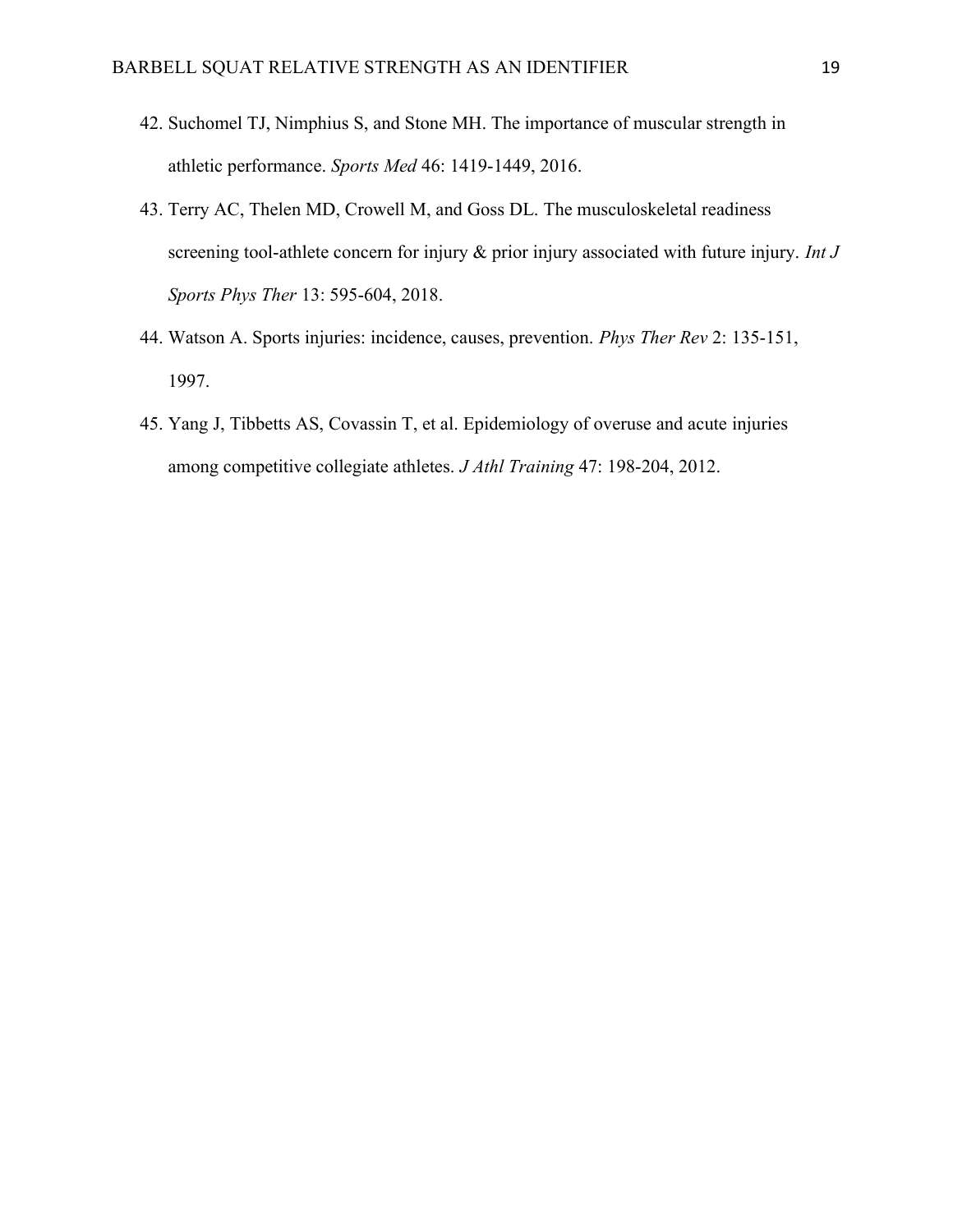42. Suchomel TJ, Nimphius S, and Stone MH. The importance of muscular strength in athletic performance. *Sports Med* 46: 1419-1449, 2016.
43. Terry AC, Thelen MD, Crowell M, and Goss DL. The musculoskeletal readiness screening tool-athlete concern for injury & prior injury associated with future injury. *Int J Sports Phys Ther* 13: 595-604, 2018.
44. Watson A. Sports injuries: incidence, causes, prevention. *Phys Ther Rev* 2: 135-151, 1997.
45. Yang J, Tibbetts AS, Covassin T, et al. Epidemiology of overuse and acute injuries among competitive collegiate athletes. *J Athl Training* 47: 198-204, 2012.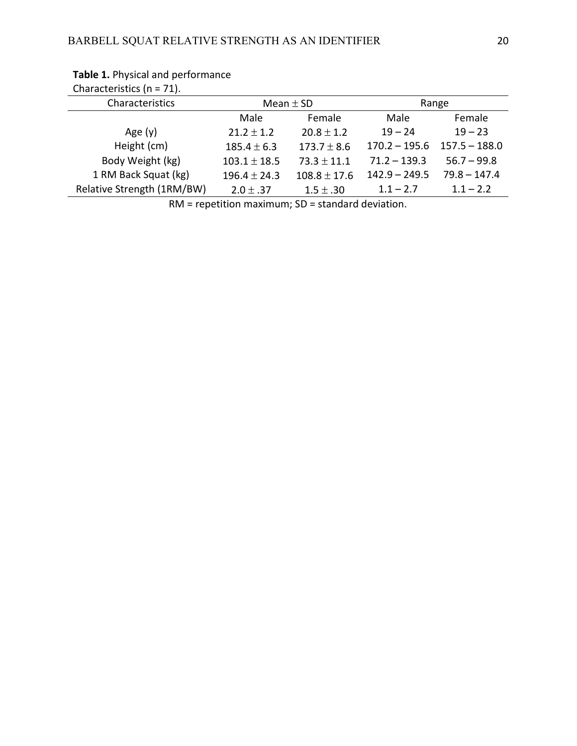**Table 1.** Physical and performance Characteristics (n = 71).

| Characteristics | Mean ± SD | | Range | |
|---|---|---|---|---|
| | Male | Female | Male | Female |
| Age (y) | 21.2 ± 1.2 | 20.8 ± 1.2 | 19 – 24 | 19 – 23 |
| Height (cm) | 185.4 ± 6.3 | 173.7 ± 8.6 | 170.2 – 195.6 | 157.5 – 188.0 |
| Body Weight (kg) | 103.1 ± 18.5 | 73.3 ± 11.1 | 71.2 – 139.3 | 56.7 – 99.8 |
| 1 RM Back Squat (kg) | 196.4 ± 24.3 | 108.8 ± 17.6 | 142.9 – 249.5 | 79.8 – 147.4 |
| Relative Strength (1RM/BW) | 2.0 ± .37 | 1.5 ± .30 | 1.1 – 2.7 | 1.1 – 2.2 |

RM = repetition maximum; SD = standard deviation.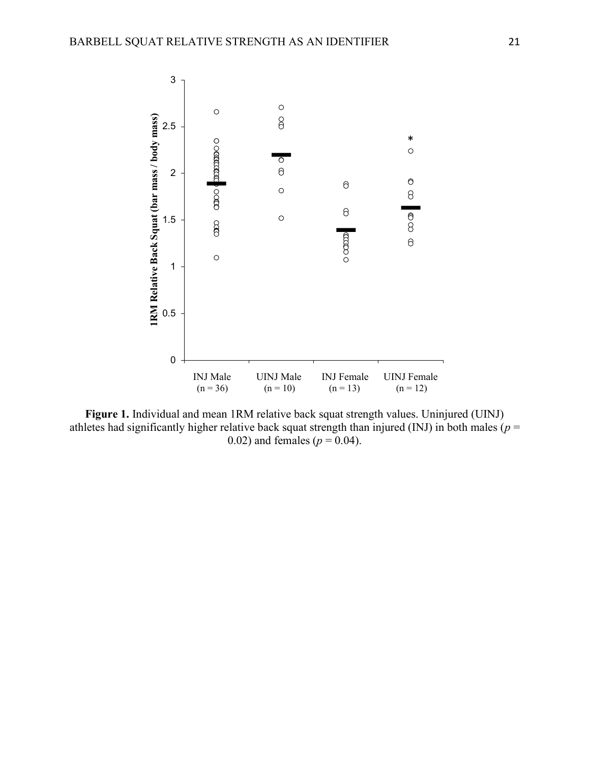3

2.5

2

1.5

1

0.5

0

1RM Relative Back Squat (bar mass / body mass)

*

INJ Male (n = 36)

UINJ Male (n = 10)

INJ Female (n = 13)

UINJ Female (n = 12)

**Figure 1.** Individual and mean 1RM relative back squat strength values. Uninjured (UINJ) athletes had significantly higher relative back squat strength than injured (INJ) in both males ($p = 0.02$) and females ($p = 0.04$).